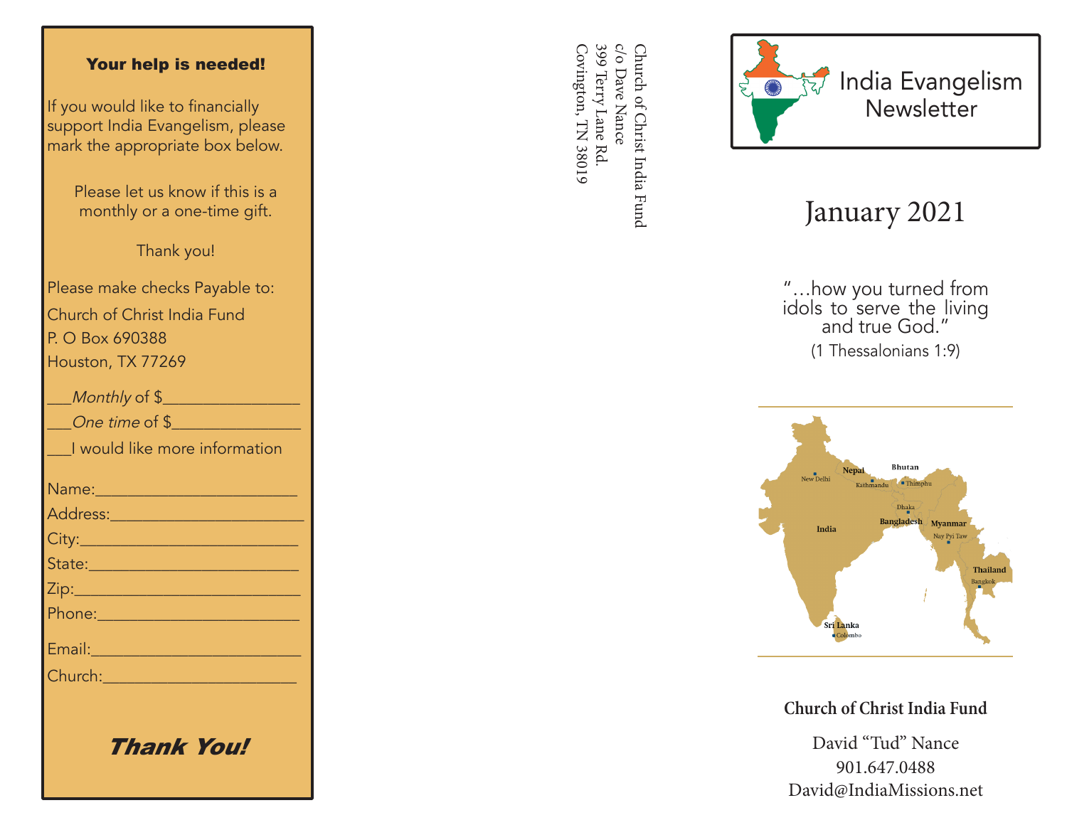### Your help is needed!

If you would like to financially support India Evangelism, please mark the appropriate box below.

Please let us know if this is a monthly or a one-time gift.

Thank you!

Please make checks Payable to:
Church of Christ India Fund
P. O Box 690388
Houston, TX 77269

___*Monthly* of $_______________
___*One time* of $_______________
___I would like more information

Name:_______________________
Address:_____________________
City:________________________
State:_______________________
Zip:_________________________
Phone:______________________
Email:_______________________
Church:_____________________

***Thank You!***

Church of Christ India Fund
c/o Dave Nance
399 Terry Lane Rd.
Covington, TN 38019

# India Evangelism Newsletter

## January 2021

"…how you turned from idols to serve the living and true God."
(1 Thessalonians 1:9)

India · New Delhi · Nepal · Kathmandu · Bhutan · Thimphu · Bangladesh · Dhaka · Myanmar · Nay Pyi Taw · Thailand · Bangkok · Sri Lanka · Colombo

**Church of Christ India Fund**

David "Tud" Nance
901.647.0488
David@IndiaMissions.net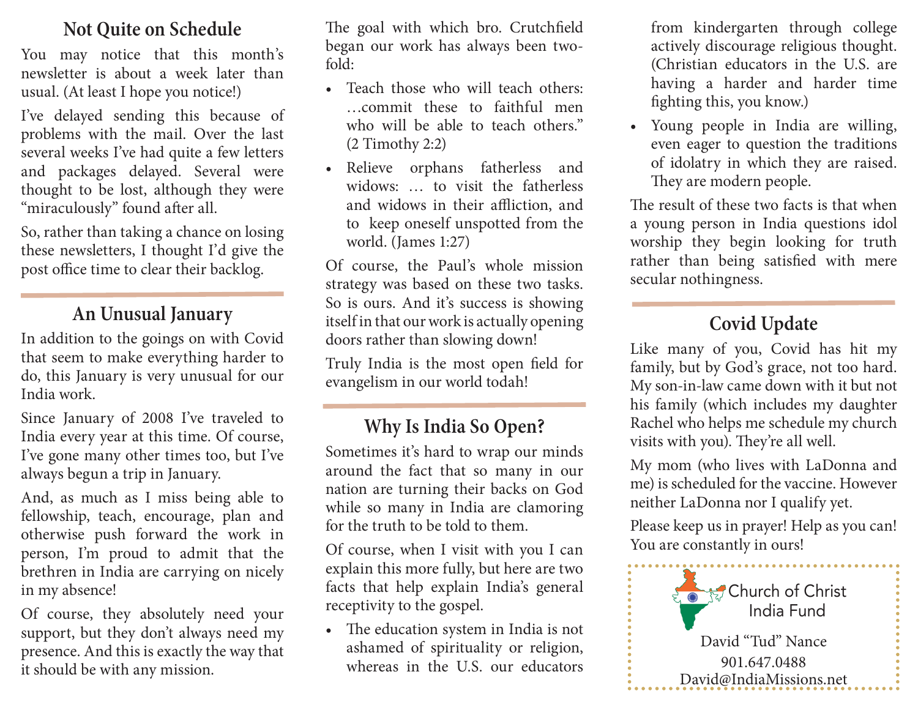## Not Quite on Schedule

You may notice that this month's newsletter is about a week later than usual. (At least I hope you notice!)

I've delayed sending this because of problems with the mail. Over the last several weeks I've had quite a few letters and packages delayed. Several were thought to be lost, although they were "miraculously" found after all.

So, rather than taking a chance on losing these newsletters, I thought I'd give the post office time to clear their backlog.

## An Unusual January

In addition to the goings on with Covid that seem to make everything harder to do, this January is very unusual for our India work.

Since January of 2008 I've traveled to India every year at this time. Of course, I've gone many other times too, but I've always begun a trip in January.

And, as much as I miss being able to fellowship, teach, encourage, plan and otherwise push forward the work in person, I'm proud to admit that the brethren in India are carrying on nicely in my absence!

Of course, they absolutely need your support, but they don't always need my presence. And this is exactly the way that it should be with any mission.

The goal with which bro. Crutchfield began our work has always been two-fold:

- Teach those who will teach others: …commit these to faithful men who will be able to teach others." (2 Timothy 2:2)
- Relieve orphans fatherless and widows: … to visit the fatherless and widows in their affliction, and to keep oneself unspotted from the world. (James 1:27)

Of course, the Paul's whole mission strategy was based on these two tasks. So is ours. And it's success is showing itself in that our work is actually opening doors rather than slowing down!

Truly India is the most open field for evangelism in our world todah!

## Why Is India So Open?

Sometimes it's hard to wrap our minds around the fact that so many in our nation are turning their backs on God while so many in India are clamoring for the truth to be told to them.

Of course, when I visit with you I can explain this more fully, but here are two facts that help explain India's general receptivity to the gospel.

- The education system in India is not ashamed of spirituality or religion, whereas in the U.S. our educators from kindergarten through college actively discourage religious thought. (Christian educators in the U.S. are having a harder and harder time fighting this, you know.)
- Young people in India are willing, even eager to question the traditions of idolatry in which they are raised. They are modern people.

The result of these two facts is that when a young person in India questions idol worship they begin looking for truth rather than being satisfied with mere secular nothingness.

## Covid Update

Like many of you, Covid has hit my family, but by God's grace, not too hard. My son-in-law came down with it but not his family (which includes my daughter Rachel who helps me schedule my church visits with you). They're all well.

My mom (who lives with LaDonna and me) is scheduled for the vaccine. However neither LaDonna nor I qualify yet.

Please keep us in prayer! Help as you can! You are constantly in ours!

Church of Christ
India Fund

David "Tud" Nance
901.647.0488
David@IndiaMissions.net